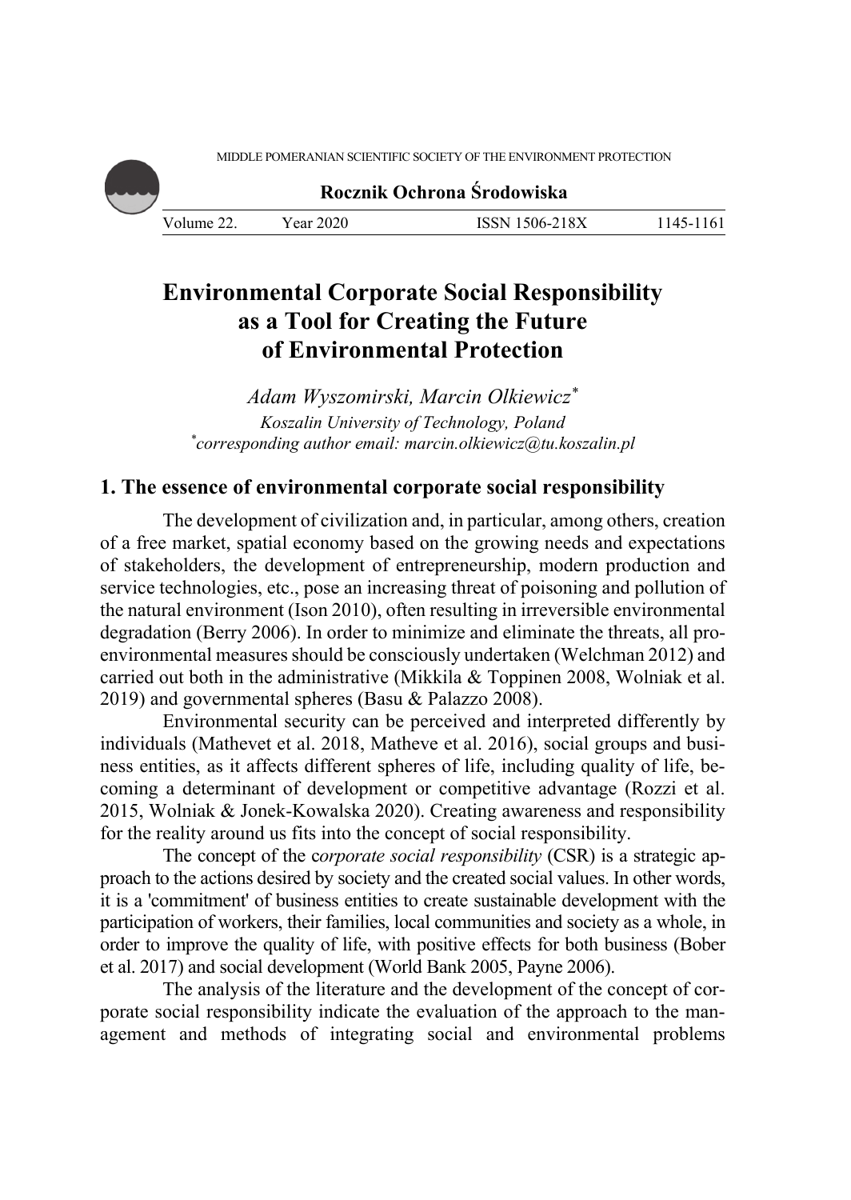MIDDLE POMERANIAN SCIENTIFIC SOCIETY OF THE ENVIRONMENT PROTECTION

**Rocznik Ochrona Środowiska**

| Volume 22. | Year 2020 | ISSN 1506-218X | 1145-1161 |
|---|---|---|---|

# Environmental Corporate Social Responsibility as a Tool for Creating the Future of Environmental Protection

*Adam Wyszomirski, Marcin Olkiewicz**

*Koszalin University of Technology, Poland*

**corresponding author email: marcin.olkiewicz@tu.koszalin.pl*

## 1. The essence of environmental corporate social responsibility

The development of civilization and, in particular, among others, creation of a free market, spatial economy based on the growing needs and expectations of stakeholders, the development of entrepreneurship, modern production and service technologies, etc., pose an increasing threat of poisoning and pollution of the natural environment (Ison 2010), often resulting in irreversible environmental degradation (Berry 2006). In order to minimize and eliminate the threats, all pro-environmental measures should be consciously undertaken (Welchman 2012) and carried out both in the administrative (Mikkila & Toppinen 2008, Wolniak et al. 2019) and governmental spheres (Basu & Palazzo 2008).

Environmental security can be perceived and interpreted differently by individuals (Mathevet et al. 2018, Matheve et al. 2016), social groups and business entities, as it affects different spheres of life, including quality of life, becoming a determinant of development or competitive advantage (Rozzi et al. 2015, Wolniak & Jonek-Kowalska 2020). Creating awareness and responsibility for the reality around us fits into the concept of social responsibility.

The concept of the c*orporate social responsibility* (CSR) is a strategic approach to the actions desired by society and the created social values. In other words, it is a 'commitment' of business entities to create sustainable development with the participation of workers, their families, local communities and society as a whole, in order to improve the quality of life, with positive effects for both business (Bober et al. 2017) and social development (World Bank 2005, Payne 2006).

The analysis of the literature and the development of the concept of corporate social responsibility indicate the evaluation of the approach to the management and methods of integrating social and environmental problems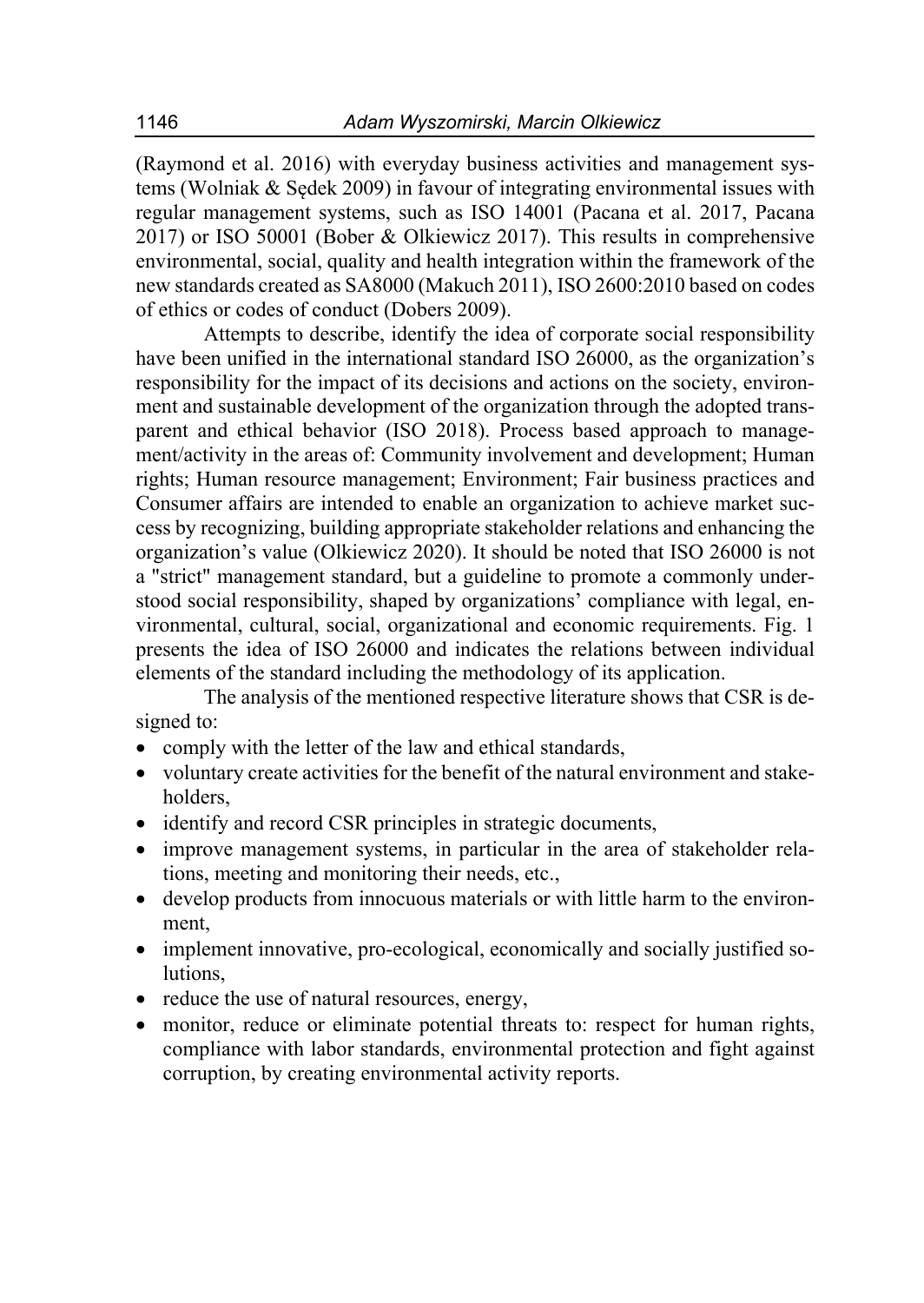(Raymond et al. 2016) with everyday business activities and management systems (Wolniak & Sędek 2009) in favour of integrating environmental issues with regular management systems, such as ISO 14001 (Pacana et al. 2017, Pacana 2017) or ISO 50001 (Bober & Olkiewicz 2017). This results in comprehensive environmental, social, quality and health integration within the framework of the new standards created as SA8000 (Makuch 2011), ISO 2600:2010 based on codes of ethics or codes of conduct (Dobers 2009).

Attempts to describe, identify the idea of corporate social responsibility have been unified in the international standard ISO 26000, as the organization's responsibility for the impact of its decisions and actions on the society, environment and sustainable development of the organization through the adopted transparent and ethical behavior (ISO 2018). Process based approach to management/activity in the areas of: Community involvement and development; Human rights; Human resource management; Environment; Fair business practices and Consumer affairs are intended to enable an organization to achieve market success by recognizing, building appropriate stakeholder relations and enhancing the organization's value (Olkiewicz 2020). It should be noted that ISO 26000 is not a "strict" management standard, but a guideline to promote a commonly understood social responsibility, shaped by organizations' compliance with legal, environmental, cultural, social, organizational and economic requirements. Fig. 1 presents the idea of ISO 26000 and indicates the relations between individual elements of the standard including the methodology of its application.

The analysis of the mentioned respective literature shows that CSR is designed to:

- comply with the letter of the law and ethical standards,
- voluntary create activities for the benefit of the natural environment and stakeholders,
- identify and record CSR principles in strategic documents,
- improve management systems, in particular in the area of stakeholder relations, meeting and monitoring their needs, etc.,
- develop products from innocuous materials or with little harm to the environment,
- implement innovative, pro-ecological, economically and socially justified solutions,
- reduce the use of natural resources, energy,
- monitor, reduce or eliminate potential threats to: respect for human rights, compliance with labor standards, environmental protection and fight against corruption, by creating environmental activity reports.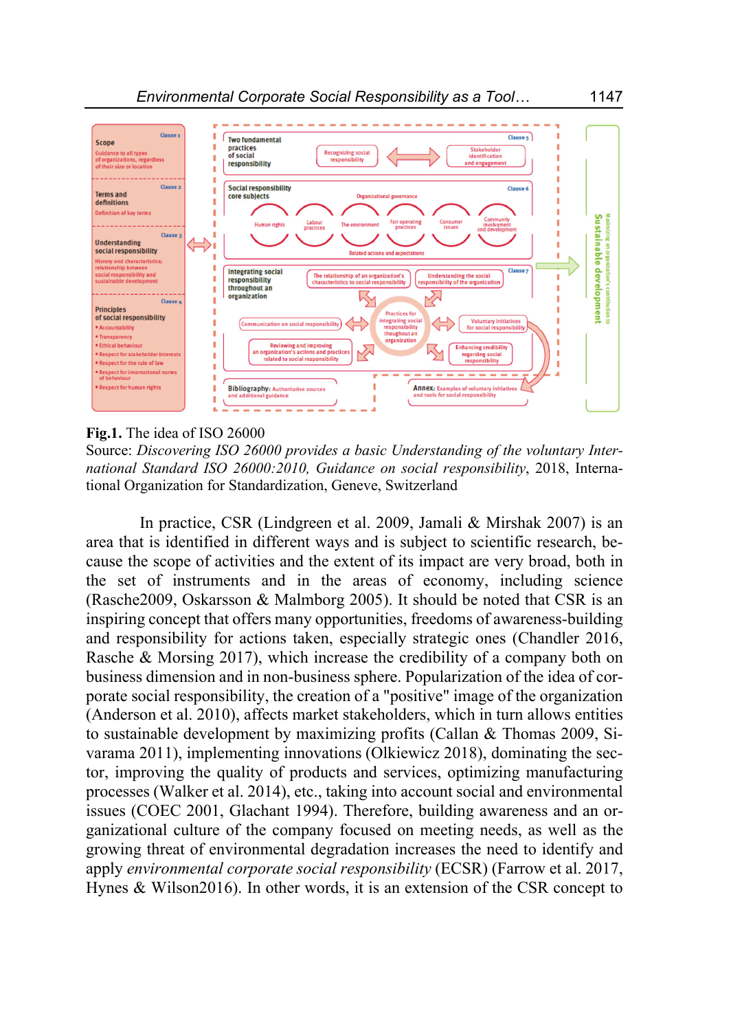**Fig.1.** The idea of ISO 26000
Source: *Discovering ISO 26000 provides a basic Understanding of the voluntary International Standard ISO 26000:2010, Guidance on social responsibility*, 2018, International Organization for Standardization, Geneve, Switzerland

In practice, CSR (Lindgreen et al. 2009, Jamali & Mirshak 2007) is an area that is identified in different ways and is subject to scientific research, because the scope of activities and the extent of its impact are very broad, both in the set of instruments and in the areas of economy, including science (Rasche2009, Oskarsson & Malmborg 2005). It should be noted that CSR is an inspiring concept that offers many opportunities, freedoms of awareness-building and responsibility for actions taken, especially strategic ones (Chandler 2016, Rasche & Morsing 2017), which increase the credibility of a company both on business dimension and in non-business sphere. Popularization of the idea of corporate social responsibility, the creation of a "positive" image of the organization (Anderson et al. 2010), affects market stakeholders, which in turn allows entities to sustainable development by maximizing profits (Callan & Thomas 2009, Sivarama 2011), implementing innovations (Olkiewicz 2018), dominating the sector, improving the quality of products and services, optimizing manufacturing processes (Walker et al. 2014), etc., taking into account social and environmental issues (COEC 2001, Glachant 1994). Therefore, building awareness and an organizational culture of the company focused on meeting needs, as well as the growing threat of environmental degradation increases the need to identify and apply *environmental corporate social responsibility* (ECSR) (Farrow et al. 2017, Hynes & Wilson2016). In other words, it is an extension of the CSR concept to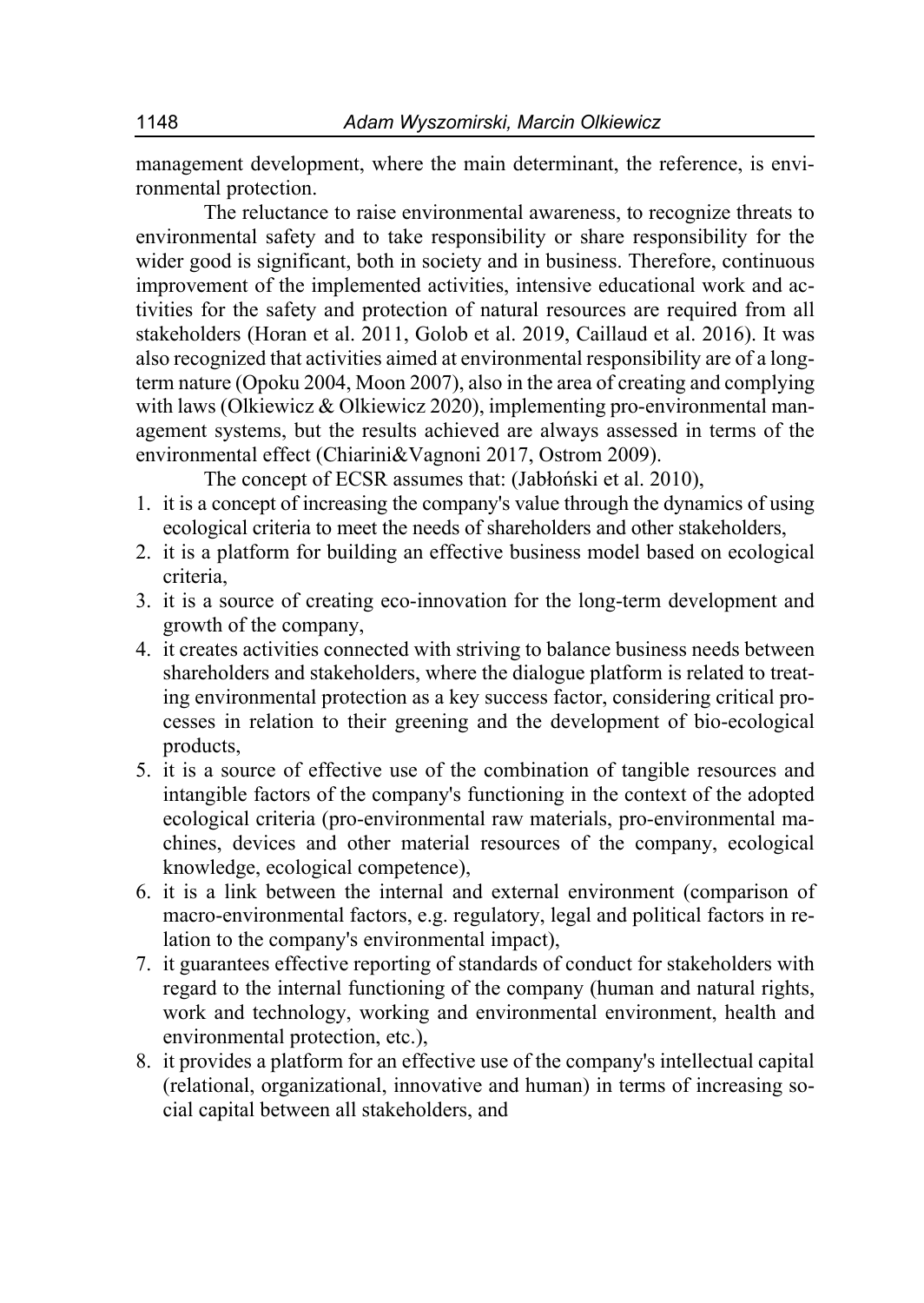management development, where the main determinant, the reference, is environmental protection.

The reluctance to raise environmental awareness, to recognize threats to environmental safety and to take responsibility or share responsibility for the wider good is significant, both in society and in business. Therefore, continuous improvement of the implemented activities, intensive educational work and activities for the safety and protection of natural resources are required from all stakeholders (Horan et al. 2011, Golob et al. 2019, Caillaud et al. 2016). It was also recognized that activities aimed at environmental responsibility are of a long-term nature (Opoku 2004, Moon 2007), also in the area of creating and complying with laws (Olkiewicz & Olkiewicz 2020), implementing pro-environmental management systems, but the results achieved are always assessed in terms of the environmental effect (Chiarini&Vagnoni 2017, Ostrom 2009).

The concept of ECSR assumes that: (Jabłoński et al. 2010),

1. it is a concept of increasing the company's value through the dynamics of using ecological criteria to meet the needs of shareholders and other stakeholders,
2. it is a platform for building an effective business model based on ecological criteria,
3. it is a source of creating eco-innovation for the long-term development and growth of the company,
4. it creates activities connected with striving to balance business needs between shareholders and stakeholders, where the dialogue platform is related to treating environmental protection as a key success factor, considering critical processes in relation to their greening and the development of bio-ecological products,
5. it is a source of effective use of the combination of tangible resources and intangible factors of the company's functioning in the context of the adopted ecological criteria (pro-environmental raw materials, pro-environmental machines, devices and other material resources of the company, ecological knowledge, ecological competence),
6. it is a link between the internal and external environment (comparison of macro-environmental factors, e.g. regulatory, legal and political factors in relation to the company's environmental impact),
7. it guarantees effective reporting of standards of conduct for stakeholders with regard to the internal functioning of the company (human and natural rights, work and technology, working and environmental environment, health and environmental protection, etc.),
8. it provides a platform for an effective use of the company's intellectual capital (relational, organizational, innovative and human) in terms of increasing social capital between all stakeholders, and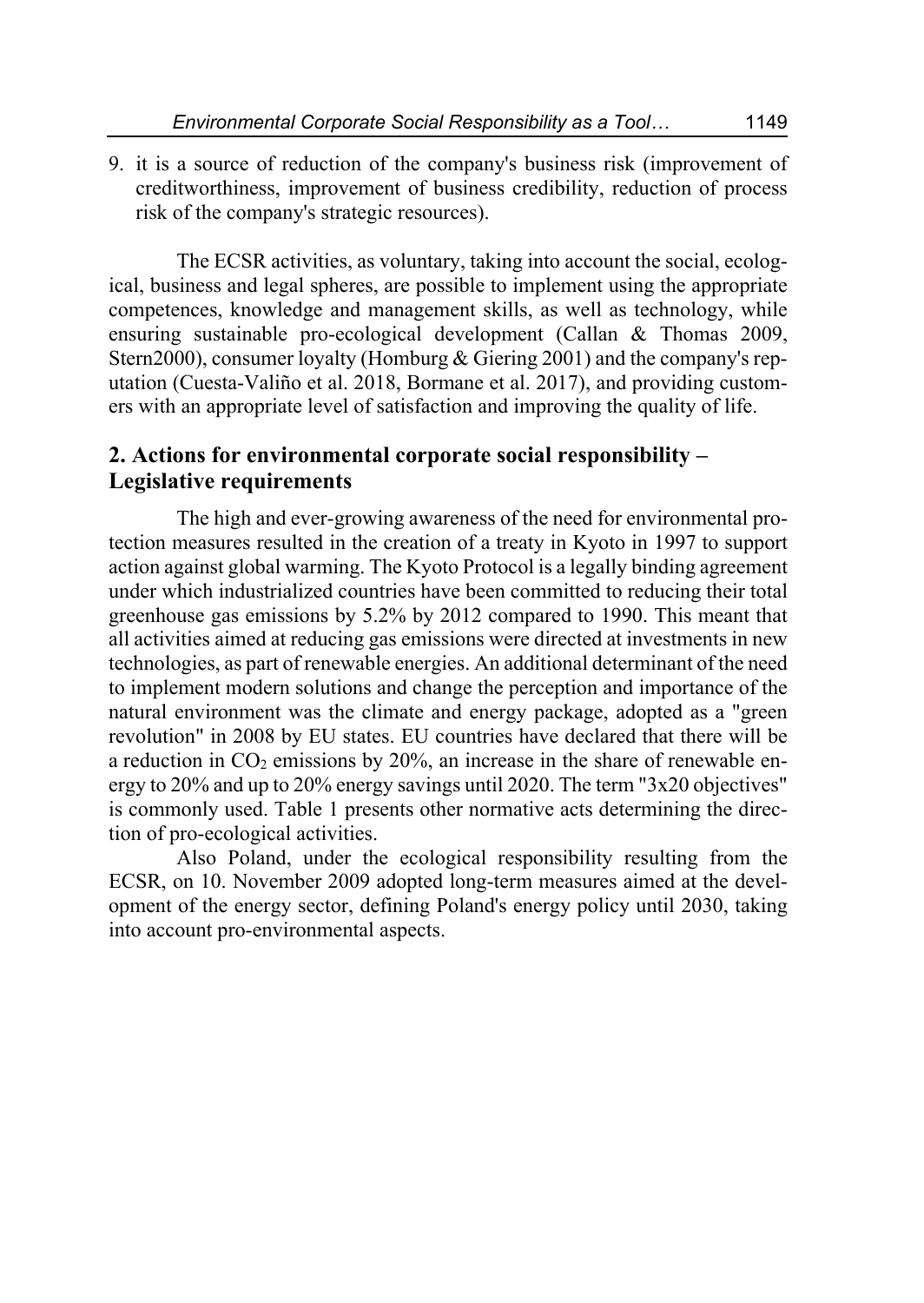9. it is a source of reduction of the company's business risk (improvement of creditworthiness, improvement of business credibility, reduction of process risk of the company's strategic resources).

The ECSR activities, as voluntary, taking into account the social, ecological, business and legal spheres, are possible to implement using the appropriate competences, knowledge and management skills, as well as technology, while ensuring sustainable pro-ecological development (Callan & Thomas 2009, Stern2000), consumer loyalty (Homburg & Giering 2001) and the company's reputation (Cuesta-Valiño et al. 2018, Bormane et al. 2017), and providing customers with an appropriate level of satisfaction and improving the quality of life.

## 2. Actions for environmental corporate social responsibility – Legislative requirements

The high and ever-growing awareness of the need for environmental protection measures resulted in the creation of a treaty in Kyoto in 1997 to support action against global warming. The Kyoto Protocol is a legally binding agreement under which industrialized countries have been committed to reducing their total greenhouse gas emissions by 5.2% by 2012 compared to 1990. This meant that all activities aimed at reducing gas emissions were directed at investments in new technologies, as part of renewable energies. An additional determinant of the need to implement modern solutions and change the perception and importance of the natural environment was the climate and energy package, adopted as a "green revolution" in 2008 by EU states. EU countries have declared that there will be a reduction in $CO_2$ emissions by 20%, an increase in the share of renewable energy to 20% and up to 20% energy savings until 2020. The term "3x20 objectives" is commonly used. Table 1 presents other normative acts determining the direction of pro-ecological activities.

Also Poland, under the ecological responsibility resulting from the ECSR, on 10. November 2009 adopted long-term measures aimed at the development of the energy sector, defining Poland's energy policy until 2030, taking into account pro-environmental aspects.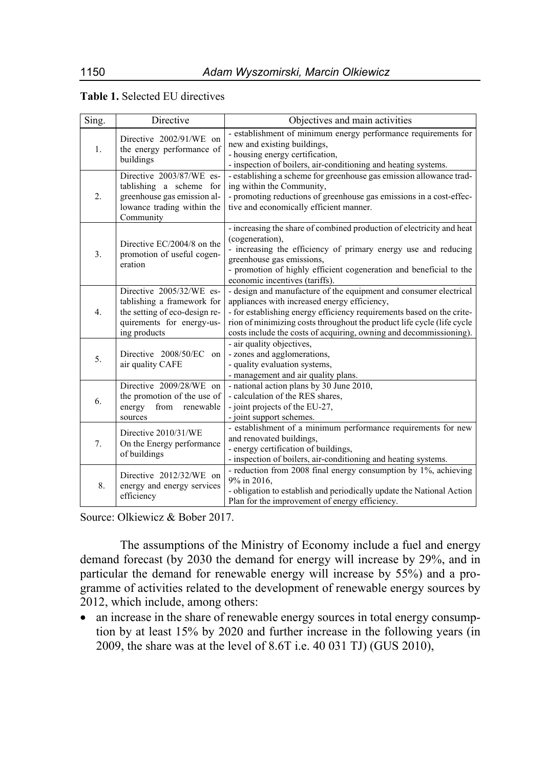**Table 1.** Selected EU directives

| Sing. | Directive | Objectives and main activities |
|---|---|---|
| 1. | Directive 2002/91/WE on the energy performance of buildings | - establishment of minimum energy performance requirements for new and existing buildings,<br>- housing energy certification,<br>- inspection of boilers, air-conditioning and heating systems. |
| 2. | Directive 2003/87/WE establishing a scheme for greenhouse gas emission allowance trading within the Community | - establishing a scheme for greenhouse gas emission allowance trading within the Community,<br>- promoting reductions of greenhouse gas emissions in a cost-effective and economically efficient manner. |
| 3. | Directive EC/2004/8 on the promotion of useful cogeneration | - increasing the share of combined production of electricity and heat (cogeneration),<br>- increasing the efficiency of primary energy use and reducing greenhouse gas emissions,<br>- promotion of highly efficient cogeneration and beneficial to the economic incentives (tariffs). |
| 4. | Directive 2005/32/WE establishing a framework for the setting of eco-design requirements for energy-using products | - design and manufacture of the equipment and consumer electrical appliances with increased energy efficiency,<br>- for establishing energy efficiency requirements based on the criterion of minimizing costs throughout the product life cycle (life cycle costs include the costs of acquiring, owning and decommissioning). |
| 5. | Directive 2008/50/EC on air quality CAFE | - air quality objectives,<br>- zones and agglomerations,<br>- quality evaluation systems,<br>- management and air quality plans. |
| 6. | Directive 2009/28/WE on the promotion of the use of energy from renewable sources | - national action plans by 30 June 2010,<br>- calculation of the RES shares,<br>- joint projects of the EU-27,<br>- joint support schemes. |
| 7. | Directive 2010/31/WE On the Energy performance of buildings | - establishment of a minimum performance requirements for new and renovated buildings,<br>- energy certification of buildings,<br>- inspection of boilers, air-conditioning and heating systems. |
| 8. | Directive 2012/32/WE on energy and energy services efficiency | - reduction from 2008 final energy consumption by 1%, achieving 9% in 2016,<br>- obligation to establish and periodically update the National Action Plan for the improvement of energy efficiency. |

Source: Olkiewicz & Bober 2017.

The assumptions of the Ministry of Economy include a fuel and energy demand forecast (by 2030 the demand for energy will increase by 29%, and in particular the demand for renewable energy will increase by 55%) and a programme of activities related to the development of renewable energy sources by 2012, which include, among others:

- an increase in the share of renewable energy sources in total energy consumption by at least 15% by 2020 and further increase in the following years (in 2009, the share was at the level of 8.6T i.e. 40 031 TJ) (GUS 2010),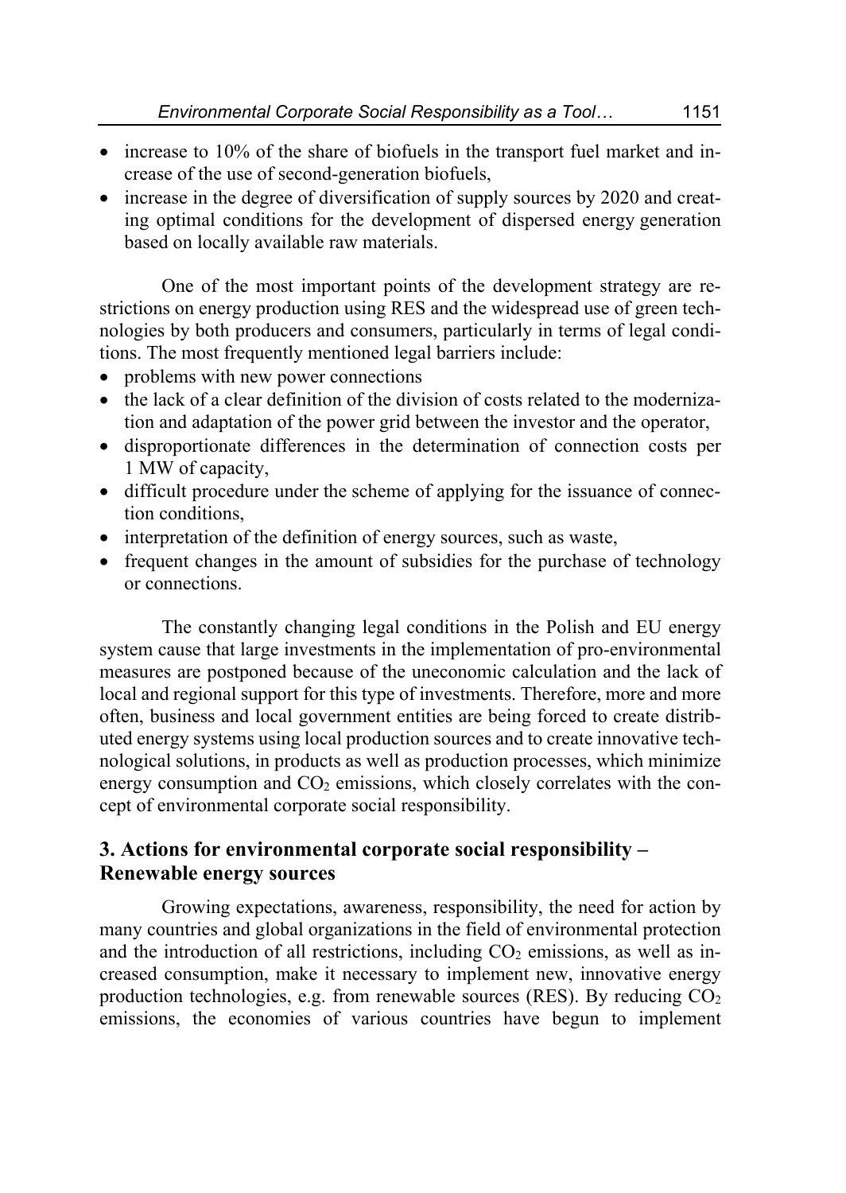- increase to 10% of the share of biofuels in the transport fuel market and increase of the use of second-generation biofuels,
- increase in the degree of diversification of supply sources by 2020 and creating optimal conditions for the development of dispersed energy generation based on locally available raw materials.

One of the most important points of the development strategy are restrictions on energy production using RES and the widespread use of green technologies by both producers and consumers, particularly in terms of legal conditions. The most frequently mentioned legal barriers include:

- problems with new power connections
- the lack of a clear definition of the division of costs related to the modernization and adaptation of the power grid between the investor and the operator,
- disproportionate differences in the determination of connection costs per 1 MW of capacity,
- difficult procedure under the scheme of applying for the issuance of connection conditions,
- interpretation of the definition of energy sources, such as waste,
- frequent changes in the amount of subsidies for the purchase of technology or connections.

The constantly changing legal conditions in the Polish and EU energy system cause that large investments in the implementation of pro-environmental measures are postponed because of the uneconomic calculation and the lack of local and regional support for this type of investments. Therefore, more and more often, business and local government entities are being forced to create distributed energy systems using local production sources and to create innovative technological solutions, in products as well as production processes, which minimize energy consumption and $CO_2$ emissions, which closely correlates with the concept of environmental corporate social responsibility.

## 3. Actions for environmental corporate social responsibility – Renewable energy sources

Growing expectations, awareness, responsibility, the need for action by many countries and global organizations in the field of environmental protection and the introduction of all restrictions, including $CO_2$ emissions, as well as increased consumption, make it necessary to implement new, innovative energy production technologies, e.g. from renewable sources (RES). By reducing $CO_2$ emissions, the economies of various countries have begun to implement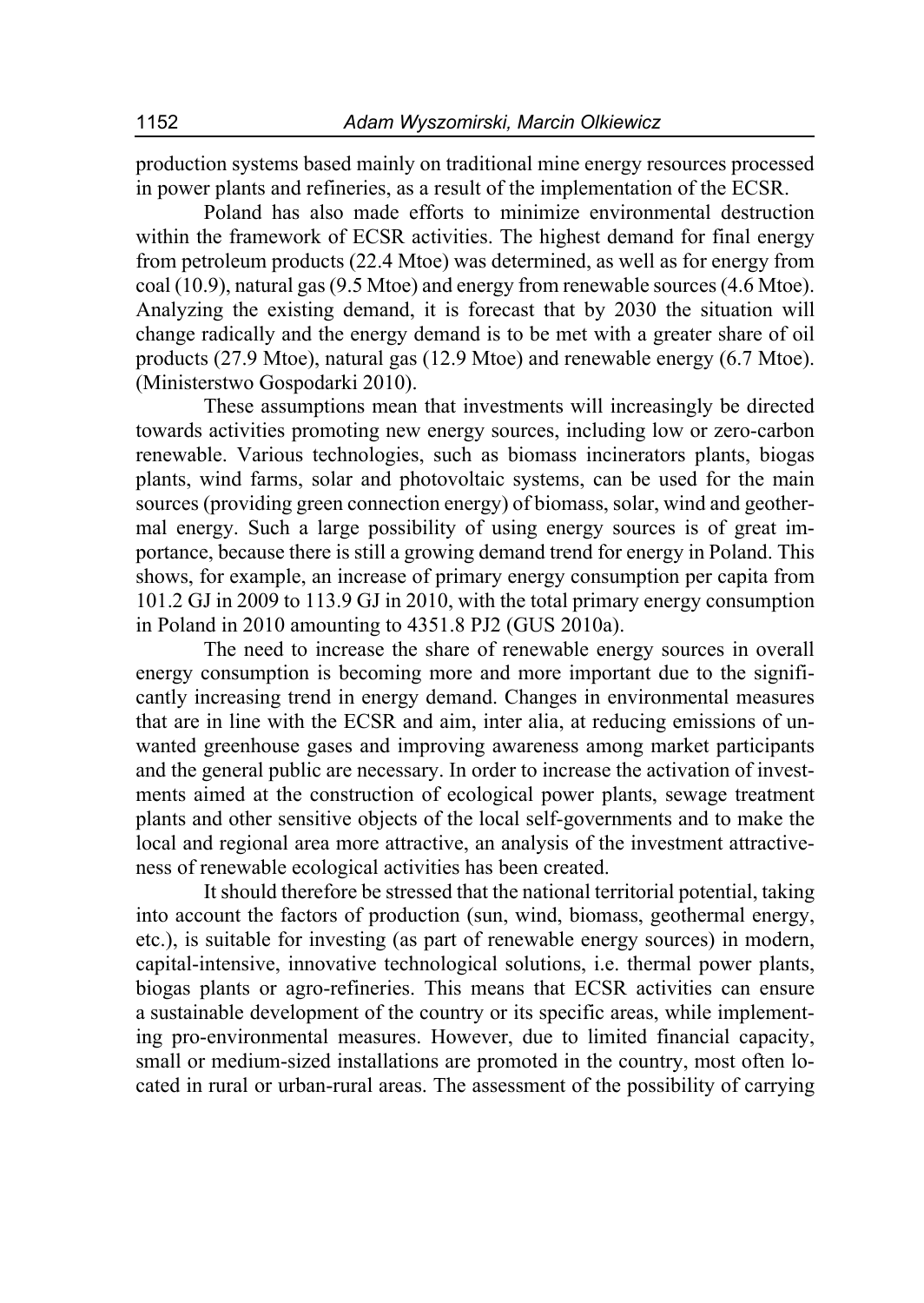production systems based mainly on traditional mine energy resources processed in power plants and refineries, as a result of the implementation of the ECSR.

Poland has also made efforts to minimize environmental destruction within the framework of ECSR activities. The highest demand for final energy from petroleum products (22.4 Mtoe) was determined, as well as for energy from coal (10.9), natural gas (9.5 Mtoe) and energy from renewable sources (4.6 Mtoe). Analyzing the existing demand, it is forecast that by 2030 the situation will change radically and the energy demand is to be met with a greater share of oil products (27.9 Mtoe), natural gas (12.9 Mtoe) and renewable energy (6.7 Mtoe). (Ministerstwo Gospodarki 2010).

These assumptions mean that investments will increasingly be directed towards activities promoting new energy sources, including low or zero-carbon renewable. Various technologies, such as biomass incinerators plants, biogas plants, wind farms, solar and photovoltaic systems, can be used for the main sources (providing green connection energy) of biomass, solar, wind and geothermal energy. Such a large possibility of using energy sources is of great importance, because there is still a growing demand trend for energy in Poland. This shows, for example, an increase of primary energy consumption per capita from 101.2 GJ in 2009 to 113.9 GJ in 2010, with the total primary energy consumption in Poland in 2010 amounting to 4351.8 PJ2 (GUS 2010a).

The need to increase the share of renewable energy sources in overall energy consumption is becoming more and more important due to the significantly increasing trend in energy demand. Changes in environmental measures that are in line with the ECSR and aim, inter alia, at reducing emissions of unwanted greenhouse gases and improving awareness among market participants and the general public are necessary. In order to increase the activation of investments aimed at the construction of ecological power plants, sewage treatment plants and other sensitive objects of the local self-governments and to make the local and regional area more attractive, an analysis of the investment attractiveness of renewable ecological activities has been created.

It should therefore be stressed that the national territorial potential, taking into account the factors of production (sun, wind, biomass, geothermal energy, etc.), is suitable for investing (as part of renewable energy sources) in modern, capital-intensive, innovative technological solutions, i.e. thermal power plants, biogas plants or agro-refineries. This means that ECSR activities can ensure a sustainable development of the country or its specific areas, while implementing pro-environmental measures. However, due to limited financial capacity, small or medium-sized installations are promoted in the country, most often located in rural or urban-rural areas. The assessment of the possibility of carrying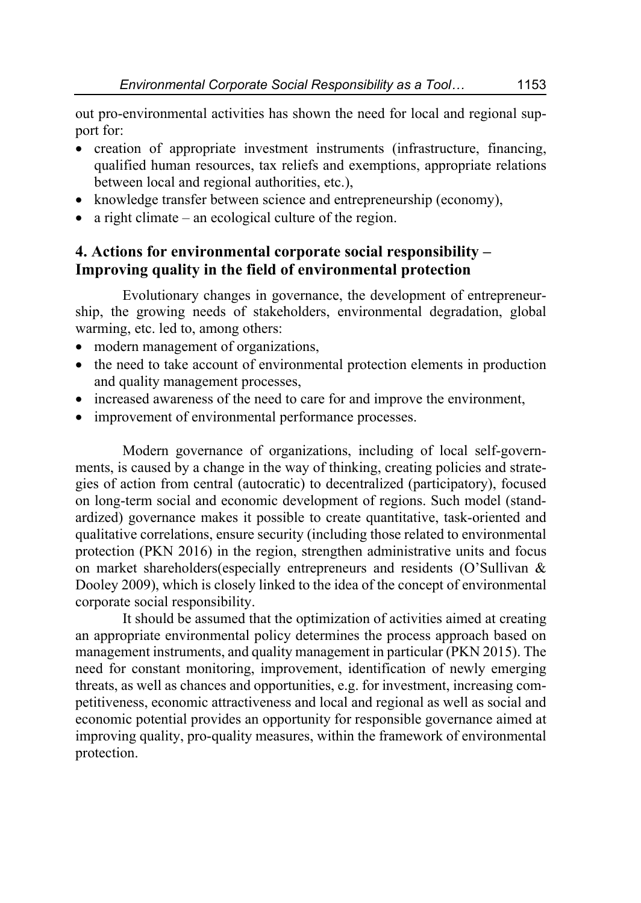out pro-environmental activities has shown the need for local and regional support for:

- creation of appropriate investment instruments (infrastructure, financing, qualified human resources, tax reliefs and exemptions, appropriate relations between local and regional authorities, etc.),
- knowledge transfer between science and entrepreneurship (economy),
- a right climate – an ecological culture of the region.

## 4. Actions for environmental corporate social responsibility – Improving quality in the field of environmental protection

Evolutionary changes in governance, the development of entrepreneurship, the growing needs of stakeholders, environmental degradation, global warming, etc. led to, among others:

- modern management of organizations,
- the need to take account of environmental protection elements in production and quality management processes,
- increased awareness of the need to care for and improve the environment,
- improvement of environmental performance processes.

Modern governance of organizations, including of local self-governments, is caused by a change in the way of thinking, creating policies and strategies of action from central (autocratic) to decentralized (participatory), focused on long-term social and economic development of regions. Such model (standardized) governance makes it possible to create quantitative, task-oriented and qualitative correlations, ensure security (including those related to environmental protection (PKN 2016) in the region, strengthen administrative units and focus on market shareholders(especially entrepreneurs and residents (O'Sullivan & Dooley 2009), which is closely linked to the idea of the concept of environmental corporate social responsibility.

It should be assumed that the optimization of activities aimed at creating an appropriate environmental policy determines the process approach based on management instruments, and quality management in particular (PKN 2015). The need for constant monitoring, improvement, identification of newly emerging threats, as well as chances and opportunities, e.g. for investment, increasing competitiveness, economic attractiveness and local and regional as well as social and economic potential provides an opportunity for responsible governance aimed at improving quality, pro-quality measures, within the framework of environmental protection.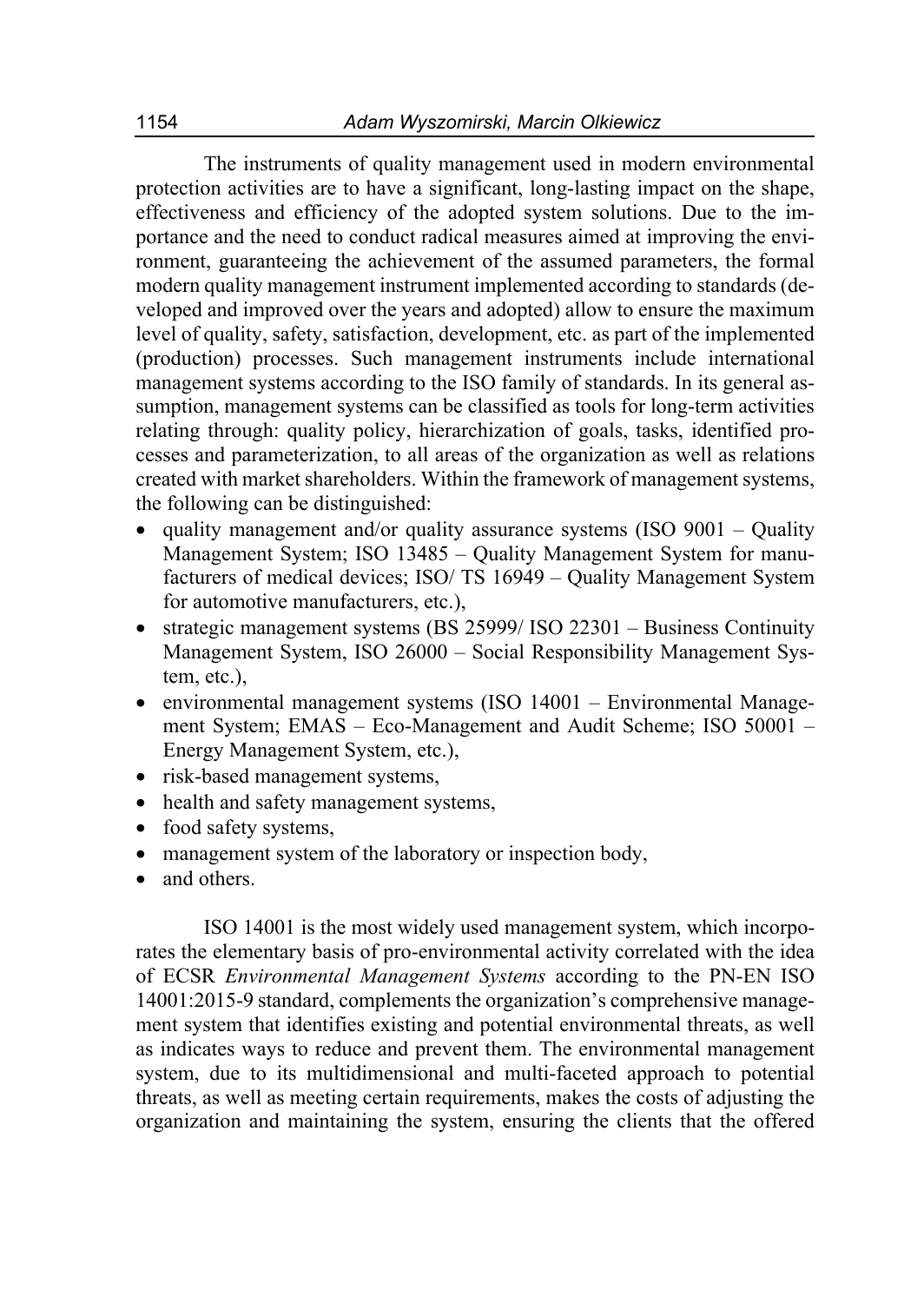The instruments of quality management used in modern environmental protection activities are to have a significant, long-lasting impact on the shape, effectiveness and efficiency of the adopted system solutions. Due to the importance and the need to conduct radical measures aimed at improving the environment, guaranteeing the achievement of the assumed parameters, the formal modern quality management instrument implemented according to standards (developed and improved over the years and adopted) allow to ensure the maximum level of quality, safety, satisfaction, development, etc. as part of the implemented (production) processes. Such management instruments include international management systems according to the ISO family of standards. In its general assumption, management systems can be classified as tools for long-term activities relating through: quality policy, hierarchization of goals, tasks, identified processes and parameterization, to all areas of the organization as well as relations created with market shareholders. Within the framework of management systems, the following can be distinguished:

- quality management and/or quality assurance systems (ISO 9001 – Quality Management System; ISO 13485 – Quality Management System for manufacturers of medical devices; ISO/ TS 16949 – Quality Management System for automotive manufacturers, etc.),
- strategic management systems (BS 25999/ ISO 22301 – Business Continuity Management System, ISO 26000 – Social Responsibility Management System, etc.),
- environmental management systems (ISO 14001 – Environmental Management System; EMAS – Eco-Management and Audit Scheme; ISO 50001 – Energy Management System, etc.),
- risk-based management systems,
- health and safety management systems,
- food safety systems,
- management system of the laboratory or inspection body,
- and others.

ISO 14001 is the most widely used management system, which incorporates the elementary basis of pro-environmental activity correlated with the idea of ECSR *Environmental Management Systems* according to the PN-EN ISO 14001:2015-9 standard, complements the organization's comprehensive management system that identifies existing and potential environmental threats, as well as indicates ways to reduce and prevent them. The environmental management system, due to its multidimensional and multi-faceted approach to potential threats, as well as meeting certain requirements, makes the costs of adjusting the organization and maintaining the system, ensuring the clients that the offered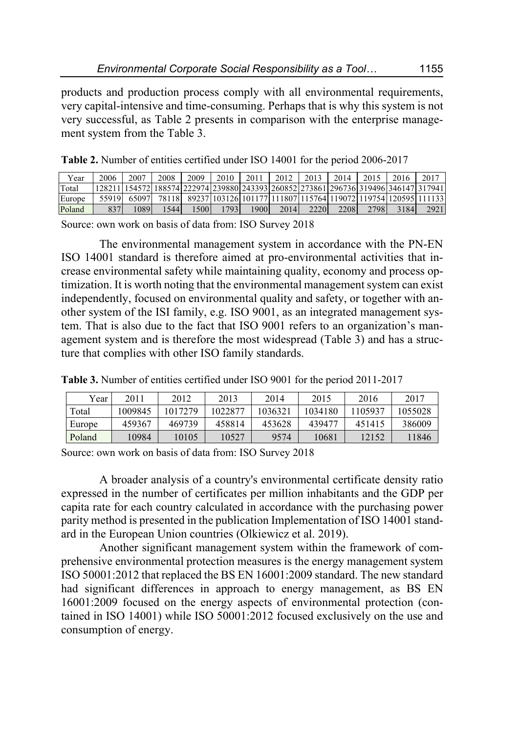products and production process comply with all environmental requirements, very capital-intensive and time-consuming. Perhaps that is why this system is not very successful, as Table 2 presents in comparison with the enterprise management system from the Table 3.

**Table 2.** Number of entities certified under ISO 14001 for the period 2006-2017

| Year | 2006 | 2007 | 2008 | 2009 | 2010 | 2011 | 2012 | 2013 | 2014 | 2015 | 2016 | 2017 |
|---|---|---|---|---|---|---|---|---|---|---|---|---|
| Total | 128211 | 154572 | 188574 | 222974 | 239880 | 243393 | 260852 | 273861 | 296736 | 319496 | 346147 | 317941 |
| Europe | 55919 | 65097 | 78118 | 89237 | 103126 | 101177 | 111807 | 115764 | 119072 | 119754 | 120595 | 111133 |
| Poland | 837 | 1089 | 1544 | 1500 | 1793 | 1900 | 2014 | 2220 | 2208 | 2798 | 3184 | 2921 |

Source: own work on basis of data from: ISO Survey 2018

The environmental management system in accordance with the PN-EN ISO 14001 standard is therefore aimed at pro-environmental activities that increase environmental safety while maintaining quality, economy and process optimization. It is worth noting that the environmental management system can exist independently, focused on environmental quality and safety, or together with another system of the ISI family, e.g. ISO 9001, as an integrated management system. That is also due to the fact that ISO 9001 refers to an organization's management system and is therefore the most widespread (Table 3) and has a structure that complies with other ISO family standards.

**Table 3.** Number of entities certified under ISO 9001 for the period 2011-2017

| Year | 2011 | 2012 | 2013 | 2014 | 2015 | 2016 | 2017 |
|---|---|---|---|---|---|---|---|
| Total | 1009845 | 1017279 | 1022877 | 1036321 | 1034180 | 1105937 | 1055028 |
| Europe | 459367 | 469739 | 458814 | 453628 | 439477 | 451415 | 386009 |
| Poland | 10984 | 10105 | 10527 | 9574 | 10681 | 12152 | 11846 |

Source: own work on basis of data from: ISO Survey 2018

A broader analysis of a country's environmental certificate density ratio expressed in the number of certificates per million inhabitants and the GDP per capita rate for each country calculated in accordance with the purchasing power parity method is presented in the publication Implementation of ISO 14001 standard in the European Union countries (Olkiewicz et al. 2019).

Another significant management system within the framework of comprehensive environmental protection measures is the energy management system ISO 50001:2012 that replaced the BS EN 16001:2009 standard. The new standard had significant differences in approach to energy management, as BS EN 16001:2009 focused on the energy aspects of environmental protection (contained in ISO 14001) while ISO 50001:2012 focused exclusively on the use and consumption of energy.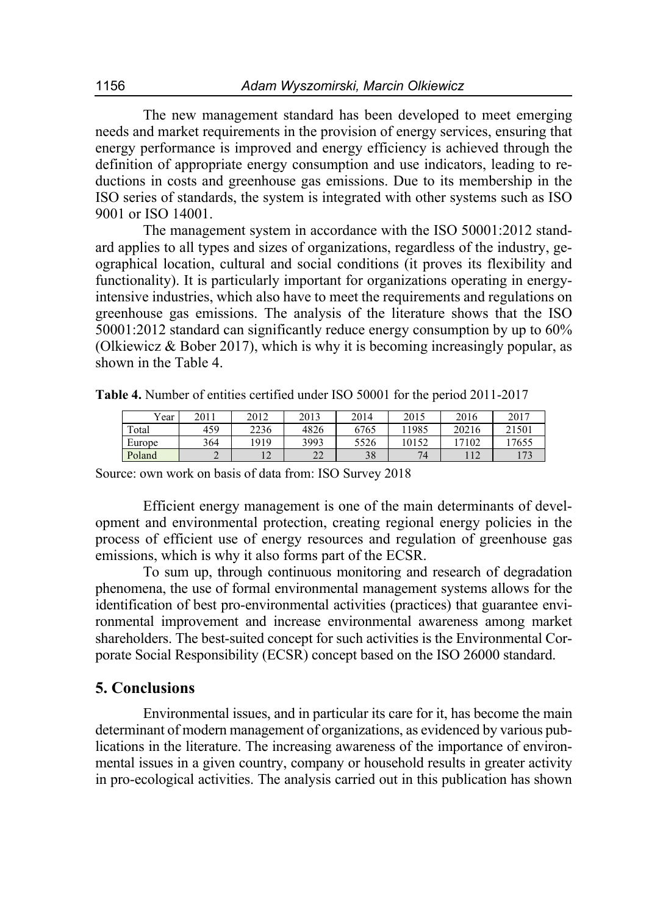The new management standard has been developed to meet emerging needs and market requirements in the provision of energy services, ensuring that energy performance is improved and energy efficiency is achieved through the definition of appropriate energy consumption and use indicators, leading to reductions in costs and greenhouse gas emissions. Due to its membership in the ISO series of standards, the system is integrated with other systems such as ISO 9001 or ISO 14001.

The management system in accordance with the ISO 50001:2012 standard applies to all types and sizes of organizations, regardless of the industry, geographical location, cultural and social conditions (it proves its flexibility and functionality). It is particularly important for organizations operating in energy-intensive industries, which also have to meet the requirements and regulations on greenhouse gas emissions. The analysis of the literature shows that the ISO 50001:2012 standard can significantly reduce energy consumption by up to 60% (Olkiewicz & Bober 2017), which is why it is becoming increasingly popular, as shown in the Table 4.

**Table 4.** Number of entities certified under ISO 50001 for the period 2011-2017

| Year | 2011 | 2012 | 2013 | 2014 | 2015 | 2016 | 2017 |
|---|---|---|---|---|---|---|---|
| Total | 459 | 2236 | 4826 | 6765 | 11985 | 20216 | 21501 |
| Europe | 364 | 1919 | 3993 | 5526 | 10152 | 17102 | 17655 |
| Poland | 2 | 12 | 22 | 38 | 74 | 112 | 173 |

Source: own work on basis of data from: ISO Survey 2018

Efficient energy management is one of the main determinants of development and environmental protection, creating regional energy policies in the process of efficient use of energy resources and regulation of greenhouse gas emissions, which is why it also forms part of the ECSR.

To sum up, through continuous monitoring and research of degradation phenomena, the use of formal environmental management systems allows for the identification of best pro-environmental activities (practices) that guarantee environmental improvement and increase environmental awareness among market shareholders. The best-suited concept for such activities is the Environmental Corporate Social Responsibility (ECSR) concept based on the ISO 26000 standard.

## 5. Conclusions

Environmental issues, and in particular its care for it, has become the main determinant of modern management of organizations, as evidenced by various publications in the literature. The increasing awareness of the importance of environmental issues in a given country, company or household results in greater activity in pro-ecological activities. The analysis carried out in this publication has shown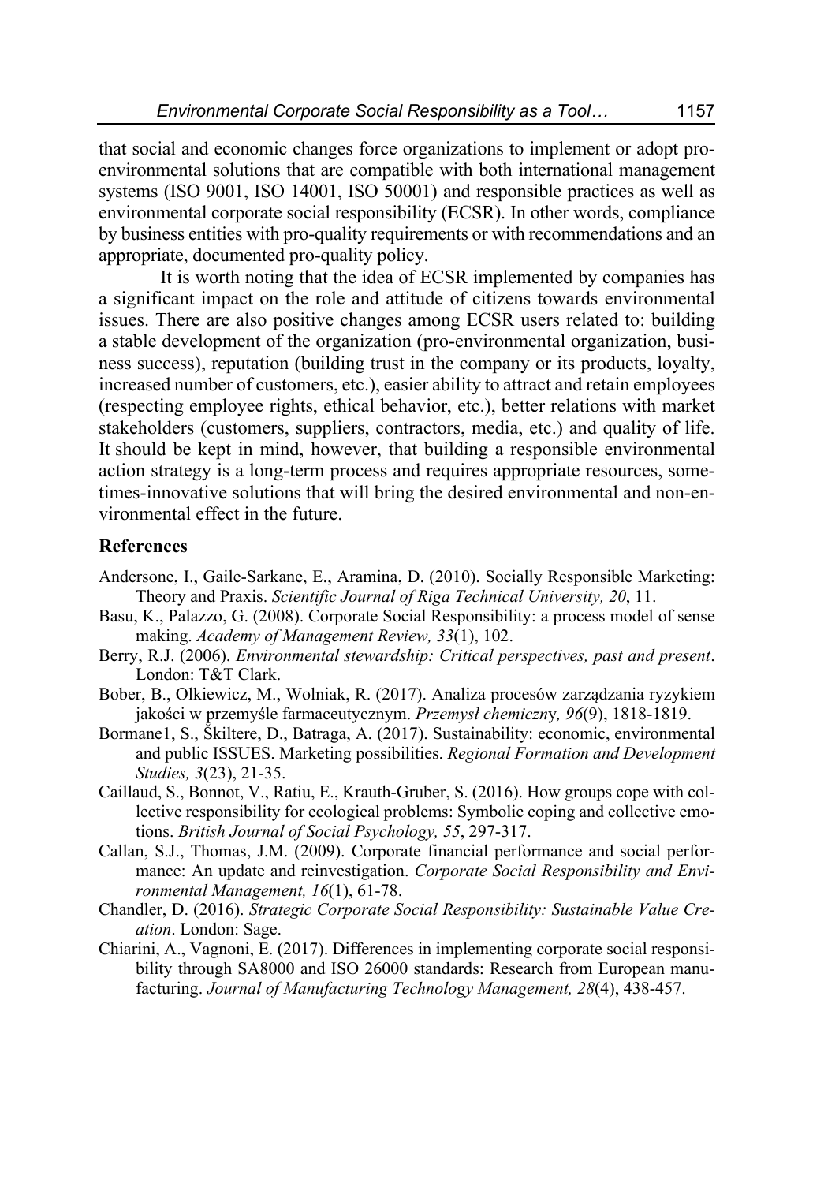that social and economic changes force organizations to implement or adopt pro-environmental solutions that are compatible with both international management systems (ISO 9001, ISO 14001, ISO 50001) and responsible practices as well as environmental corporate social responsibility (ECSR). In other words, compliance by business entities with pro-quality requirements or with recommendations and an appropriate, documented pro-quality policy.

It is worth noting that the idea of ECSR implemented by companies has a significant impact on the role and attitude of citizens towards environmental issues. There are also positive changes among ECSR users related to: building a stable development of the organization (pro-environmental organization, business success), reputation (building trust in the company or its products, loyalty, increased number of customers, etc.), easier ability to attract and retain employees (respecting employee rights, ethical behavior, etc.), better relations with market stakeholders (customers, suppliers, contractors, media, etc.) and quality of life. It should be kept in mind, however, that building a responsible environmental action strategy is a long-term process and requires appropriate resources, sometimes-innovative solutions that will bring the desired environmental and non-environmental effect in the future.

## References

Andersone, I., Gaile-Sarkane, E., Aramina, D. (2010). Socially Responsible Marketing: Theory and Praxis. *Scientific Journal of Riga Technical University, 20*, 11.

Basu, K., Palazzo, G. (2008). Corporate Social Responsibility: a process model of sense making. *Academy of Management Review, 33*(1), 102.

Berry, R.J. (2006). *Environmental stewardship: Critical perspectives, past and present*. London: T&T Clark.

Bober, B., Olkiewicz, M., Wolniak, R. (2017). Analiza procesów zarządzania ryzykiem jakości w przemyśle farmaceutycznym. *Przemysł chemiczny, 96*(9), 1818-1819.

Bormane1, S., Škiltere, D., Batraga, A. (2017). Sustainability: economic, environmental and public ISSUES. Marketing possibilities. *Regional Formation and Development Studies, 3*(23), 21-35.

Caillaud, S., Bonnot, V., Ratiu, E., Krauth-Gruber, S. (2016). How groups cope with collective responsibility for ecological problems: Symbolic coping and collective emotions. *British Journal of Social Psychology, 55*, 297-317.

Callan, S.J., Thomas, J.M. (2009). Corporate financial performance and social performance: An update and reinvestigation. *Corporate Social Responsibility and Environmental Management, 16*(1), 61-78.

Chandler, D. (2016). *Strategic Corporate Social Responsibility: Sustainable Value Creation*. London: Sage.

Chiarini, A., Vagnoni, E. (2017). Differences in implementing corporate social responsibility through SA8000 and ISO 26000 standards: Research from European manufacturing. *Journal of Manufacturing Technology Management, 28*(4), 438-457.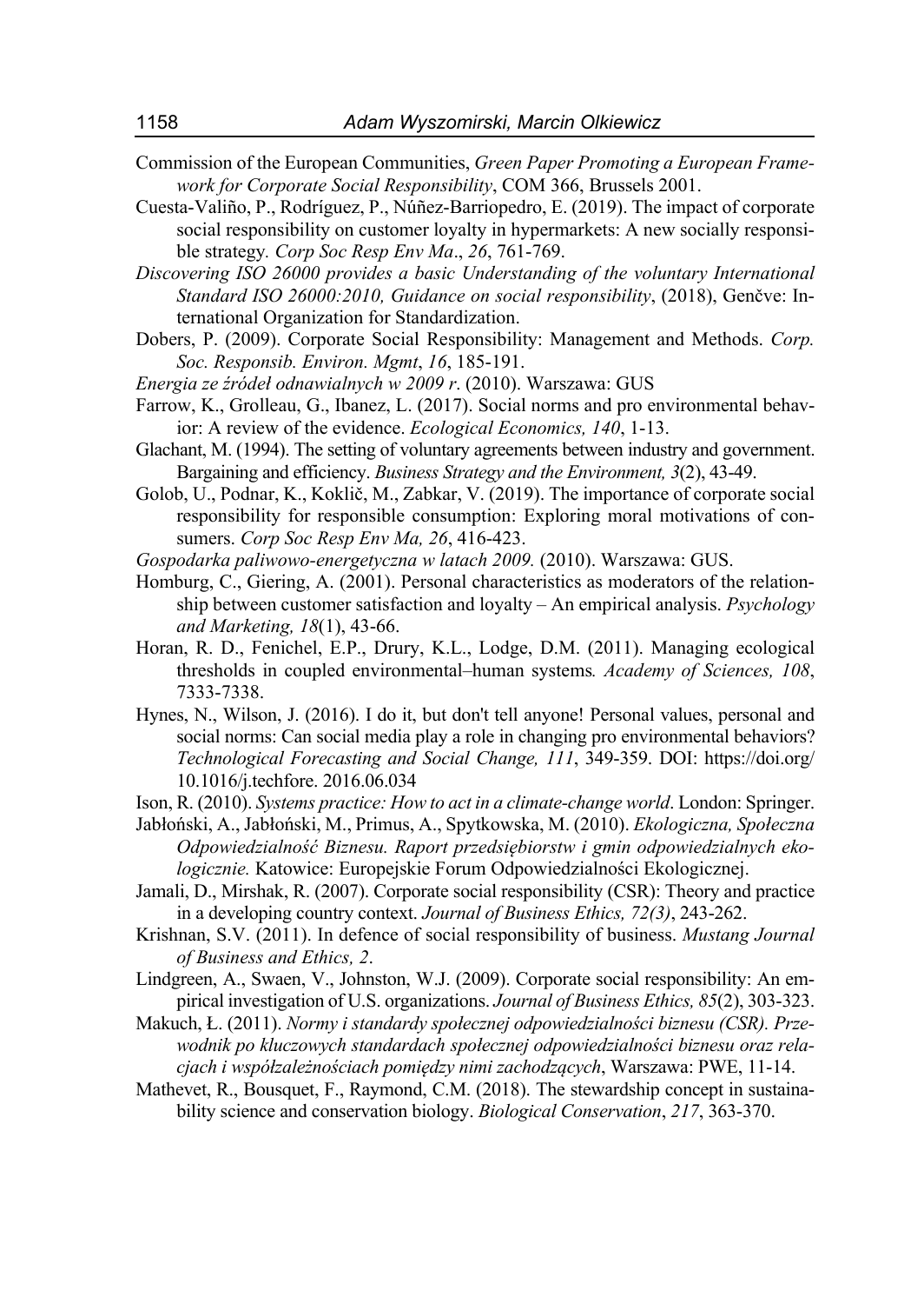Commission of the European Communities, *Green Paper Promoting a European Framework for Corporate Social Responsibility*, COM 366, Brussels 2001.

Cuesta-Valiño, P., Rodríguez, P., Núñez-Barriopedro, E. (2019). The impact of corporate social responsibility on customer loyalty in hypermarkets: A new socially responsible strategy. *Corp Soc Resp Env Ma*., *26*, 761-769.

*Discovering ISO 26000 provides a basic Understanding of the voluntary International Standard ISO 26000:2010, Guidance on social responsibility*, (2018), Genčve: International Organization for Standardization.

Dobers, P. (2009). Corporate Social Responsibility: Management and Methods. *Corp. Soc. Responsib. Environ. Mgmt*, *16*, 185-191.

*Energia ze źródeł odnawialnych w 2009 r*. (2010). Warszawa: GUS

Farrow, K., Grolleau, G., Ibanez, L. (2017). Social norms and pro environmental behavior: A review of the evidence. *Ecological Economics, 140*, 1-13.

Glachant, M. (1994). The setting of voluntary agreements between industry and government. Bargaining and efficiency. *Business Strategy and the Environment, 3*(2), 43-49.

Golob, U., Podnar, K., Koklič, M., Zabkar, V. (2019). The importance of corporate social responsibility for responsible consumption: Exploring moral motivations of consumers. *Corp Soc Resp Env Ma, 26*, 416-423.

*Gospodarka paliwowo-energetyczna w latach 2009.* (2010). Warszawa: GUS.

Homburg, C., Giering, A. (2001). Personal characteristics as moderators of the relationship between customer satisfaction and loyalty – An empirical analysis. *Psychology and Marketing, 18*(1), 43-66.

Horan, R. D., Fenichel, E.P., Drury, K.L., Lodge, D.M. (2011). Managing ecological thresholds in coupled environmental–human systems*. Academy of Sciences, 108*, 7333-7338.

Hynes, N., Wilson, J. (2016). I do it, but don't tell anyone! Personal values, personal and social norms: Can social media play a role in changing pro environmental behaviors? *Technological Forecasting and Social Change, 111*, 349-359. DOI: https://doi.org/10.1016/j.techfore. 2016.06.034

Ison, R. (2010). *Systems practice: How to act in a climate-change world*. London: Springer.

Jabłoński, A., Jabłoński, M., Primus, A., Spytkowska, M. (2010). *Ekologiczna, Społeczna Odpowiedzialność Biznesu. Raport przedsiębiorstw i gmin odpowiedzialnych ekologicznie.* Katowice: Europejskie Forum Odpowiedzialności Ekologicznej.

Jamali, D., Mirshak, R. (2007). Corporate social responsibility (CSR): Theory and practice in a developing country context. *Journal of Business Ethics, 72(3)*, 243-262.

Krishnan, S.V. (2011). In defence of social responsibility of business. *Mustang Journal of Business and Ethics, 2*.

Lindgreen, A., Swaen, V., Johnston, W.J. (2009). Corporate social responsibility: An empirical investigation of U.S. organizations. *Journal of Business Ethics, 85*(2), 303-323.

Makuch, Ł. (2011). *Normy i standardy społecznej odpowiedzialności biznesu (CSR). Przewodnik po kluczowych standardach społecznej odpowiedzialności biznesu oraz relacjach i współzależnościach pomiędzy nimi zachodzących*, Warszawa: PWE, 11-14.

Mathevet, R., Bousquet, F., Raymond, C.M. (2018). The stewardship concept in sustainability science and conservation biology. *Biological Conservation*, *217*, 363-370.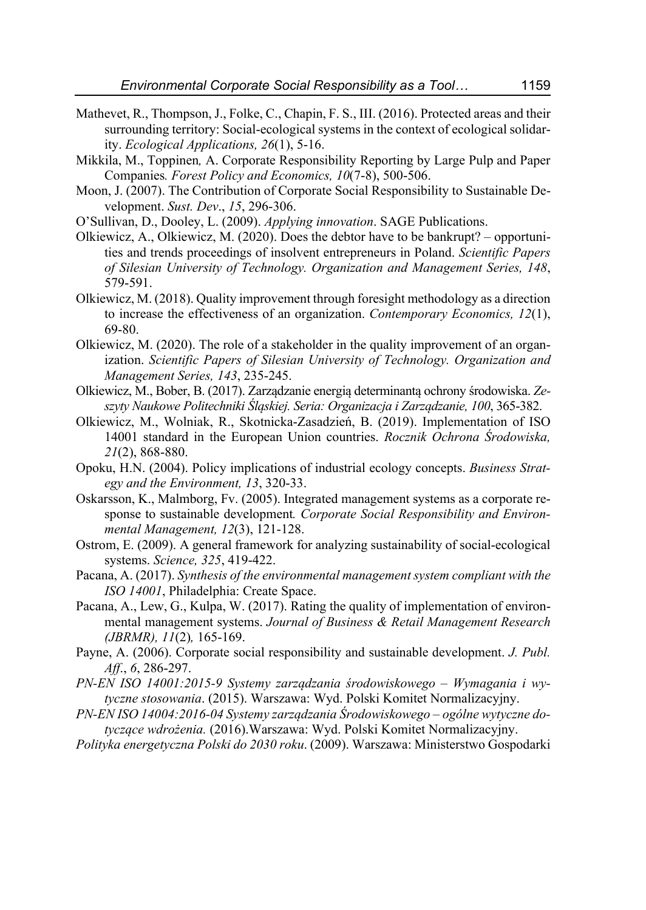Mathevet, R., Thompson, J., Folke, C., Chapin, F. S., III. (2016). Protected areas and their surrounding territory: Social-ecological systems in the context of ecological solidarity. *Ecological Applications, 26*(1), 5-16.

Mikkila, M., Toppinen*,* A. Corporate Responsibility Reporting by Large Pulp and Paper Companies*. Forest Policy and Economics, 10*(7-8), 500-506.

Moon, J. (2007). The Contribution of Corporate Social Responsibility to Sustainable Development. *Sust. Dev*., *15*, 296-306.

O'Sullivan, D., Dooley, L. (2009). *Applying innovation*. SAGE Publications.

Olkiewicz, A., Olkiewicz, M. (2020). Does the debtor have to be bankrupt? – opportunities and trends proceedings of insolvent entrepreneurs in Poland. *Scientific Papers of Silesian University of Technology. Organization and Management Series, 148*, 579-591.

Olkiewicz, M. (2018). Quality improvement through foresight methodology as a direction to increase the effectiveness of an organization. *Contemporary Economics, 12*(1), 69-80.

Olkiewicz, M. (2020). The role of a stakeholder in the quality improvement of an organization. *Scientific Papers of Silesian University of Technology. Organization and Management Series, 143*, 235-245.

Olkiewicz, M., Bober, B. (2017). Zarządzanie energią determinantą ochrony środowiska. *Zeszyty Naukowe Politechniki Śląskiej. Seria: Organizacja i Zarządzanie, 100*, 365-382.

Olkiewicz, M., Wolniak, R., Skotnicka-Zasadzień, B. (2019). Implementation of ISO 14001 standard in the European Union countries. *Rocznik Ochrona Środowiska, 21*(2), 868-880.

Opoku, H.N. (2004). Policy implications of industrial ecology concepts. *Business Strategy and the Environment, 13*, 320-33.

Oskarsson, K., Malmborg, Fv. (2005). Integrated management systems as a corporate response to sustainable development*. Corporate Social Responsibility and Environmental Management, 12*(3), 121-128.

Ostrom, E. (2009). A general framework for analyzing sustainability of social-ecological systems. *Science, 325*, 419-422.

Pacana, A. (2017). *Synthesis of the environmental management system compliant with the ISO 14001*, Philadelphia: Create Space.

Pacana, A., Lew, G., Kulpa, W. (2017). Rating the quality of implementation of environmental management systems. *Journal of Business & Retail Management Research (JBRMR), 11*(2)*,* 165-169.

Payne, A. (2006). Corporate social responsibility and sustainable development. *J. Publ. Aff*., *6*, 286-297.

*PN-EN ISO 14001:2015-9 Systemy zarządzania środowiskowego – Wymagania i wytyczne stosowania*. (2015). Warszawa: Wyd. Polski Komitet Normalizacyjny.

*PN-EN ISO 14004:2016-04 Systemy zarządzania Środowiskowego – ogólne wytyczne dotyczące wdrożenia.* (2016).Warszawa: Wyd. Polski Komitet Normalizacyjny.

*Polityka energetyczna Polski do 2030 roku*. (2009). Warszawa: Ministerstwo Gospodarki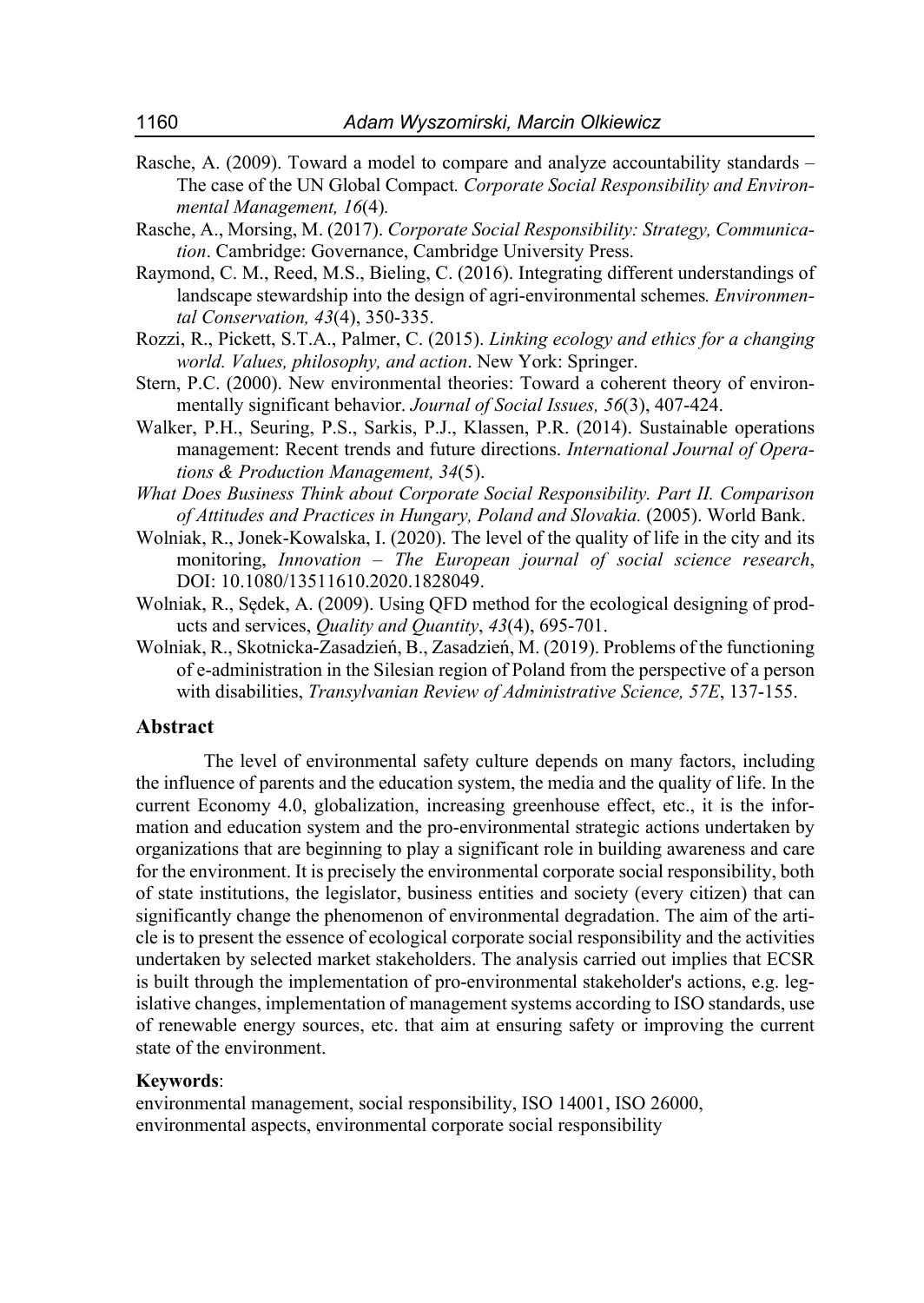Rasche, A. (2009). Toward a model to compare and analyze accountability standards – The case of the UN Global Compact*. Corporate Social Responsibility and Environmental Management, 16*(4)*.*

Rasche, A., Morsing, M. (2017). *Corporate Social Responsibility: Strategy, Communication*. Cambridge: Governance, Cambridge University Press.

Raymond, C. M., Reed, M.S., Bieling, C. (2016). Integrating different understandings of landscape stewardship into the design of agri-environmental schemes*. Environmental Conservation, 43*(4), 350-335.

Rozzi, R., Pickett, S.T.A., Palmer, C. (2015). *Linking ecology and ethics for a changing world. Values, philosophy, and action*. New York: Springer.

Stern, P.C. (2000). New environmental theories: Toward a coherent theory of environmentally significant behavior. *Journal of Social Issues, 56*(3), 407-424.

Walker, P.H., Seuring, P.S., Sarkis, P.J., Klassen, P.R. (2014). Sustainable operations management: Recent trends and future directions. *International Journal of Operations & Production Management, 34*(5).

*What Does Business Think about Corporate Social Responsibility. Part II. Comparison of Attitudes and Practices in Hungary, Poland and Slovakia.* (2005). World Bank.

Wolniak, R., Jonek-Kowalska, I. (2020). The level of the quality of life in the city and its monitoring, *Innovation – The European journal of social science research*, DOI: 10.1080/13511610.2020.1828049.

Wolniak, R., Sędek, A. (2009). Using QFD method for the ecological designing of products and services, *Quality and Quantity*, *43*(4), 695-701.

Wolniak, R., Skotnicka-Zasadzień, B., Zasadzień, M. (2019). Problems of the functioning of e-administration in the Silesian region of Poland from the perspective of a person with disabilities, *Transylvanian Review of Administrative Science, 57E*, 137-155.

## Abstract

The level of environmental safety culture depends on many factors, including the influence of parents and the education system, the media and the quality of life. In the current Economy 4.0, globalization, increasing greenhouse effect, etc., it is the information and education system and the pro-environmental strategic actions undertaken by organizations that are beginning to play a significant role in building awareness and care for the environment. It is precisely the environmental corporate social responsibility, both of state institutions, the legislator, business entities and society (every citizen) that can significantly change the phenomenon of environmental degradation. The aim of the article is to present the essence of ecological corporate social responsibility and the activities undertaken by selected market stakeholders. The analysis carried out implies that ECSR is built through the implementation of pro-environmental stakeholder's actions, e.g. legislative changes, implementation of management systems according to ISO standards, use of renewable energy sources, etc. that aim at ensuring safety or improving the current state of the environment.

**Keywords**:

environmental management, social responsibility, ISO 14001, ISO 26000, environmental aspects, environmental corporate social responsibility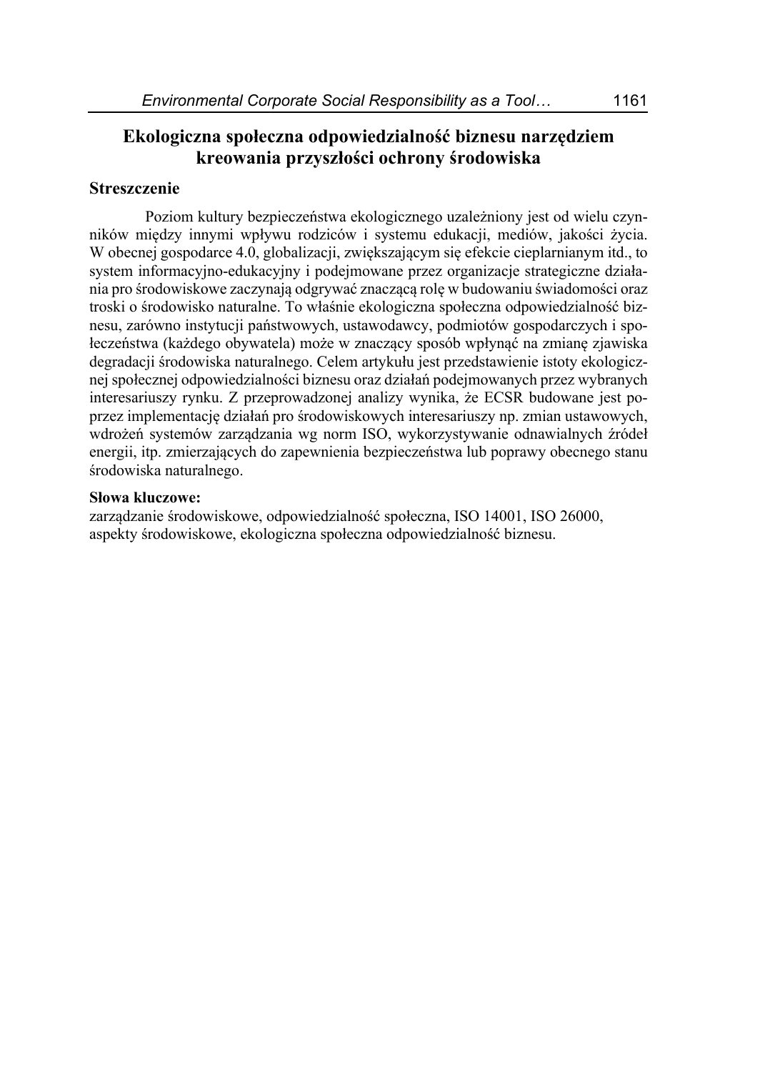## Ekologiczna społeczna odpowiedzialność biznesu narzędziem kreowania przyszłości ochrony środowiska

### Streszczenie

Poziom kultury bezpieczeństwa ekologicznego uzależniony jest od wielu czynników między innymi wpływu rodziców i systemu edukacji, mediów, jakości życia. W obecnej gospodarce 4.0, globalizacji, zwiększającym się efekcie cieplarnianym itd., to system informacyjno-edukacyjny i podejmowane przez organizacje strategiczne działania pro środowiskowe zaczynają odgrywać znaczącą rolę w budowaniu świadomości oraz troski o środowisko naturalne. To właśnie ekologiczna społeczna odpowiedzialność biznesu, zarówno instytucji państwowych, ustawodawcy, podmiotów gospodarczych i społeczeństwa (każdego obywatela) może w znaczący sposób wpłynąć na zmianę zjawiska degradacji środowiska naturalnego. Celem artykułu jest przedstawienie istoty ekologicznej społecznej odpowiedzialności biznesu oraz działań podejmowanych przez wybranych interesariuszy rynku. Z przeprowadzonej analizy wynika, że ECSR budowane jest poprzez implementację działań pro środowiskowych interesariuszy np. zmian ustawowych, wdrożeń systemów zarządzania wg norm ISO, wykorzystywanie odnawialnych źródeł energii, itp. zmierzających do zapewnienia bezpieczeństwa lub poprawy obecnego stanu środowiska naturalnego.

**Słowa kluczowe:**
zarządzanie środowiskowe, odpowiedzialność społeczna, ISO 14001, ISO 26000, aspekty środowiskowe, ekologiczna społeczna odpowiedzialność biznesu.